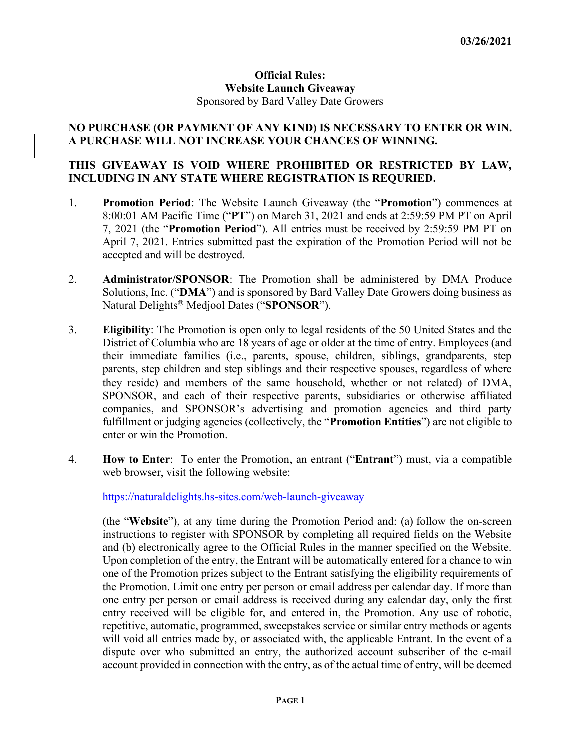03/26/2021

# Official Rules:
# Website Launch Giveaway

Sponsored by Bard Valley Date Growers

**NO PURCHASE (OR PAYMENT OF ANY KIND) IS NECESSARY TO ENTER OR WIN. A PURCHASE WILL NOT INCREASE YOUR CHANCES OF WINNING.**

**THIS GIVEAWAY IS VOID WHERE PROHIBITED OR RESTRICTED BY LAW, INCLUDING IN ANY STATE WHERE REGISTRATION IS REQURIED.**

1. **Promotion Period**: The Website Launch Giveaway (the "**Promotion**") commences at 8:00:01 AM Pacific Time ("**PT**") on March 31, 2021 and ends at 2:59:59 PM PT on April 7, 2021 (the "**Promotion Period**"). All entries must be received by 2:59:59 PM PT on April 7, 2021. Entries submitted past the expiration of the Promotion Period will not be accepted and will be destroyed.

2. **Administrator/SPONSOR**: The Promotion shall be administered by DMA Produce Solutions, Inc. ("**DMA**") and is sponsored by Bard Valley Date Growers doing business as Natural Delights® Medjool Dates ("**SPONSOR**").

3. **Eligibility**: The Promotion is open only to legal residents of the 50 United States and the District of Columbia who are 18 years of age or older at the time of entry. Employees (and their immediate families (i.e., parents, spouse, children, siblings, grandparents, step parents, step children and step siblings and their respective spouses, regardless of where they reside) and members of the same household, whether or not related) of DMA, SPONSOR, and each of their respective parents, subsidiaries or otherwise affiliated companies, and SPONSOR's advertising and promotion agencies and third party fulfillment or judging agencies (collectively, the "**Promotion Entities**") are not eligible to enter or win the Promotion.

4. **How to Enter**: To enter the Promotion, an entrant ("**Entrant**") must, via a compatible web browser, visit the following website:

   https://naturaldelights.hs-sites.com/web-launch-giveaway

   (the "**Website**"), at any time during the Promotion Period and: (a) follow the on-screen instructions to register with SPONSOR by completing all required fields on the Website and (b) electronically agree to the Official Rules in the manner specified on the Website. Upon completion of the entry, the Entrant will be automatically entered for a chance to win one of the Promotion prizes subject to the Entrant satisfying the eligibility requirements of the Promotion. Limit one entry per person or email address per calendar day. If more than one entry per person or email address is received during any calendar day, only the first entry received will be eligible for, and entered in, the Promotion. Any use of robotic, repetitive, automatic, programmed, sweepstakes service or similar entry methods or agents will void all entries made by, or associated with, the applicable Entrant. In the event of a dispute over who submitted an entry, the authorized account subscriber of the e-mail account provided in connection with the entry, as of the actual time of entry, will be deemed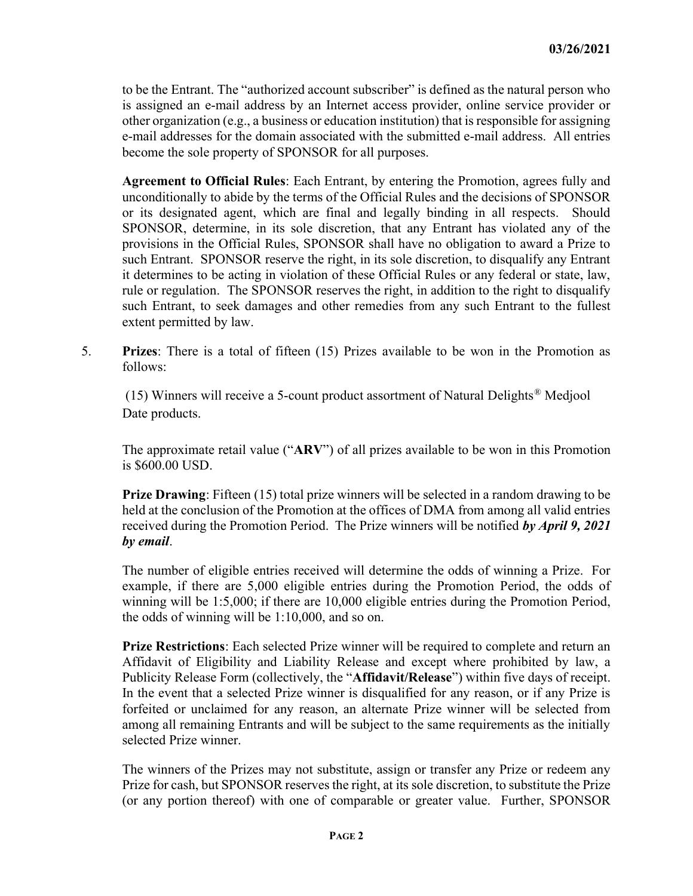to be the Entrant. The "authorized account subscriber" is defined as the natural person who is assigned an e-mail address by an Internet access provider, online service provider or other organization (e.g., a business or education institution) that is responsible for assigning e-mail addresses for the domain associated with the submitted e-mail address. All entries become the sole property of SPONSOR for all purposes.

**Agreement to Official Rules**: Each Entrant, by entering the Promotion, agrees fully and unconditionally to abide by the terms of the Official Rules and the decisions of SPONSOR or its designated agent, which are final and legally binding in all respects. Should SPONSOR, determine, in its sole discretion, that any Entrant has violated any of the provisions in the Official Rules, SPONSOR shall have no obligation to award a Prize to such Entrant. SPONSOR reserve the right, in its sole discretion, to disqualify any Entrant it determines to be acting in violation of these Official Rules or any federal or state, law, rule or regulation. The SPONSOR reserves the right, in addition to the right to disqualify such Entrant, to seek damages and other remedies from any such Entrant to the fullest extent permitted by law.

5. **Prizes**: There is a total of fifteen (15) Prizes available to be won in the Promotion as follows:

   (15) Winners will receive a 5-count product assortment of Natural Delights® Medjool Date products.

   The approximate retail value ("**ARV**") of all prizes available to be won in this Promotion is $600.00 USD.

   **Prize Drawing**: Fifteen (15) total prize winners will be selected in a random drawing to be held at the conclusion of the Promotion at the offices of DMA from among all valid entries received during the Promotion Period. The Prize winners will be notified ***by April 9, 2021 by email***.

   The number of eligible entries received will determine the odds of winning a Prize. For example, if there are 5,000 eligible entries during the Promotion Period, the odds of winning will be 1:5,000; if there are 10,000 eligible entries during the Promotion Period, the odds of winning will be 1:10,000, and so on.

   **Prize Restrictions**: Each selected Prize winner will be required to complete and return an Affidavit of Eligibility and Liability Release and except where prohibited by law, a Publicity Release Form (collectively, the "**Affidavit/Release**") within five days of receipt. In the event that a selected Prize winner is disqualified for any reason, or if any Prize is forfeited or unclaimed for any reason, an alternate Prize winner will be selected from among all remaining Entrants and will be subject to the same requirements as the initially selected Prize winner.

   The winners of the Prizes may not substitute, assign or transfer any Prize or redeem any Prize for cash, but SPONSOR reserves the right, at its sole discretion, to substitute the Prize (or any portion thereof) with one of comparable or greater value. Further, SPONSOR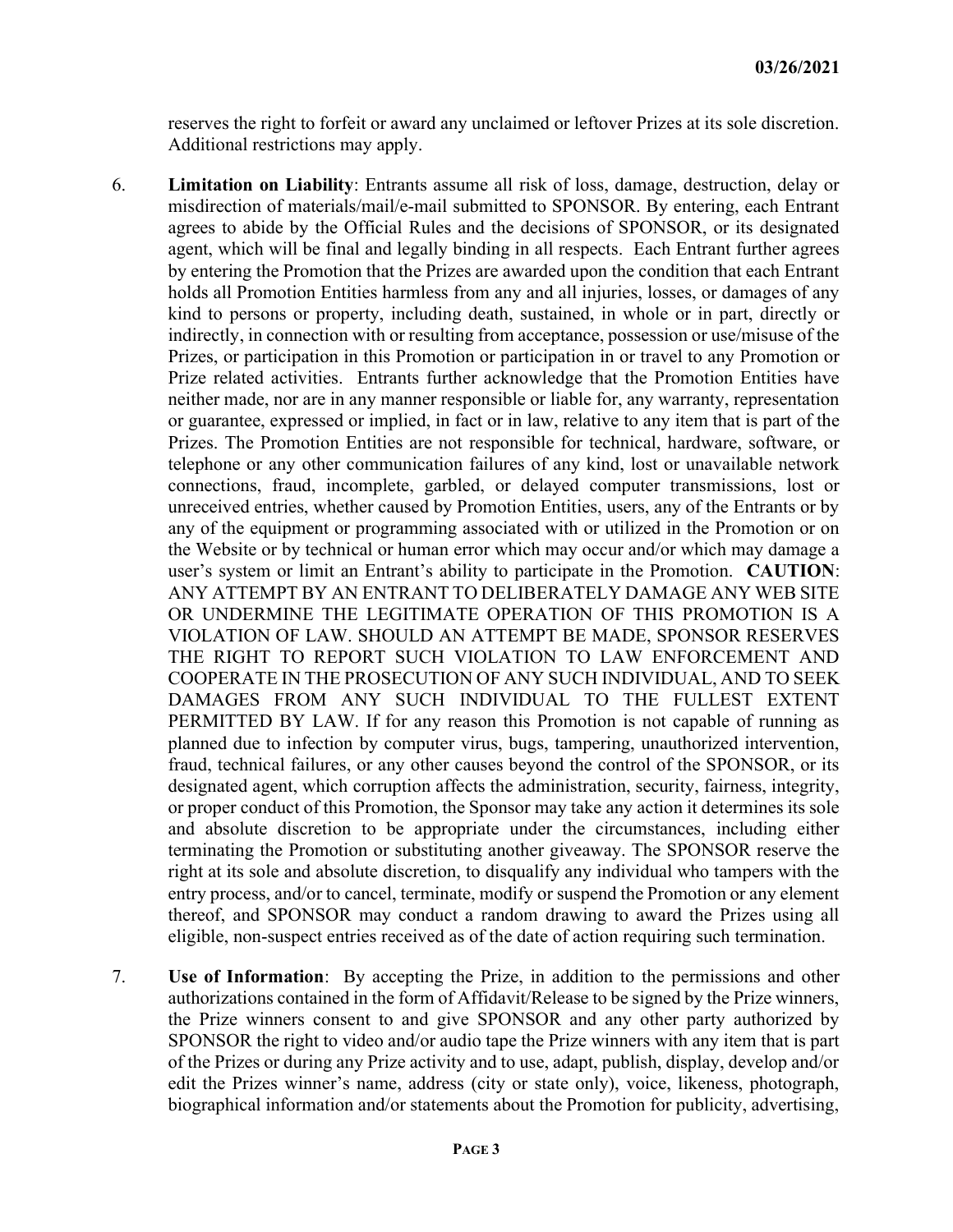reserves the right to forfeit or award any unclaimed or leftover Prizes at its sole discretion. Additional restrictions may apply.

6. **Limitation on Liability**: Entrants assume all risk of loss, damage, destruction, delay or misdirection of materials/mail/e-mail submitted to SPONSOR. By entering, each Entrant agrees to abide by the Official Rules and the decisions of SPONSOR, or its designated agent, which will be final and legally binding in all respects. Each Entrant further agrees by entering the Promotion that the Prizes are awarded upon the condition that each Entrant holds all Promotion Entities harmless from any and all injuries, losses, or damages of any kind to persons or property, including death, sustained, in whole or in part, directly or indirectly, in connection with or resulting from acceptance, possession or use/misuse of the Prizes, or participation in this Promotion or participation in or travel to any Promotion or Prize related activities. Entrants further acknowledge that the Promotion Entities have neither made, nor are in any manner responsible or liable for, any warranty, representation or guarantee, expressed or implied, in fact or in law, relative to any item that is part of the Prizes. The Promotion Entities are not responsible for technical, hardware, software, or telephone or any other communication failures of any kind, lost or unavailable network connections, fraud, incomplete, garbled, or delayed computer transmissions, lost or unreceived entries, whether caused by Promotion Entities, users, any of the Entrants or by any of the equipment or programming associated with or utilized in the Promotion or on the Website or by technical or human error which may occur and/or which may damage a user's system or limit an Entrant's ability to participate in the Promotion. **CAUTION**: ANY ATTEMPT BY AN ENTRANT TO DELIBERATELY DAMAGE ANY WEB SITE OR UNDERMINE THE LEGITIMATE OPERATION OF THIS PROMOTION IS A VIOLATION OF LAW. SHOULD AN ATTEMPT BE MADE, SPONSOR RESERVES THE RIGHT TO REPORT SUCH VIOLATION TO LAW ENFORCEMENT AND COOPERATE IN THE PROSECUTION OF ANY SUCH INDIVIDUAL, AND TO SEEK DAMAGES FROM ANY SUCH INDIVIDUAL TO THE FULLEST EXTENT PERMITTED BY LAW. If for any reason this Promotion is not capable of running as planned due to infection by computer virus, bugs, tampering, unauthorized intervention, fraud, technical failures, or any other causes beyond the control of the SPONSOR, or its designated agent, which corruption affects the administration, security, fairness, integrity, or proper conduct of this Promotion, the Sponsor may take any action it determines its sole and absolute discretion to be appropriate under the circumstances, including either terminating the Promotion or substituting another giveaway. The SPONSOR reserve the right at its sole and absolute discretion, to disqualify any individual who tampers with the entry process, and/or to cancel, terminate, modify or suspend the Promotion or any element thereof, and SPONSOR may conduct a random drawing to award the Prizes using all eligible, non-suspect entries received as of the date of action requiring such termination.

7. **Use of Information**: By accepting the Prize, in addition to the permissions and other authorizations contained in the form of Affidavit/Release to be signed by the Prize winners, the Prize winners consent to and give SPONSOR and any other party authorized by SPONSOR the right to video and/or audio tape the Prize winners with any item that is part of the Prizes or during any Prize activity and to use, adapt, publish, display, develop and/or edit the Prizes winner's name, address (city or state only), voice, likeness, photograph, biographical information and/or statements about the Promotion for publicity, advertising,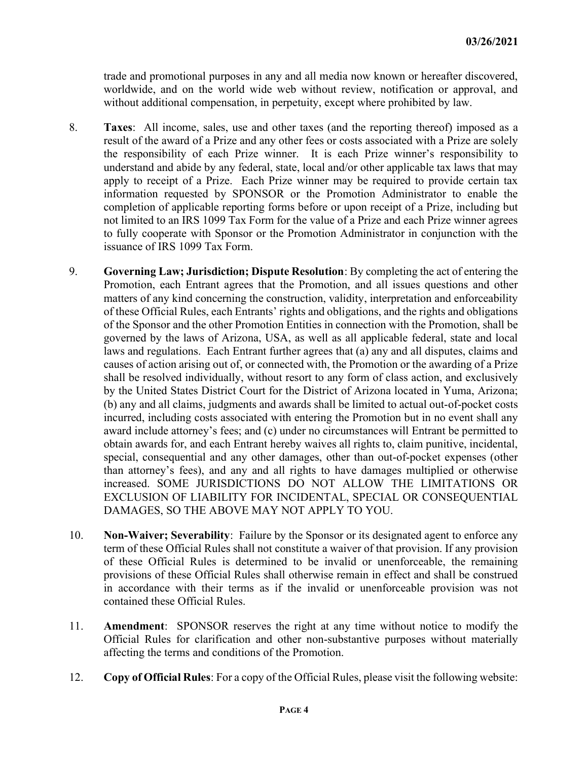trade and promotional purposes in any and all media now known or hereafter discovered, worldwide, and on the world wide web without review, notification or approval, and without additional compensation, in perpetuity, except where prohibited by law.

8. **Taxes**: All income, sales, use and other taxes (and the reporting thereof) imposed as a result of the award of a Prize and any other fees or costs associated with a Prize are solely the responsibility of each Prize winner. It is each Prize winner's responsibility to understand and abide by any federal, state, local and/or other applicable tax laws that may apply to receipt of a Prize. Each Prize winner may be required to provide certain tax information requested by SPONSOR or the Promotion Administrator to enable the completion of applicable reporting forms before or upon receipt of a Prize, including but not limited to an IRS 1099 Tax Form for the value of a Prize and each Prize winner agrees to fully cooperate with Sponsor or the Promotion Administrator in conjunction with the issuance of IRS 1099 Tax Form.

9. **Governing Law; Jurisdiction; Dispute Resolution**: By completing the act of entering the Promotion, each Entrant agrees that the Promotion, and all issues questions and other matters of any kind concerning the construction, validity, interpretation and enforceability of these Official Rules, each Entrants' rights and obligations, and the rights and obligations of the Sponsor and the other Promotion Entities in connection with the Promotion, shall be governed by the laws of Arizona, USA, as well as all applicable federal, state and local laws and regulations. Each Entrant further agrees that (a) any and all disputes, claims and causes of action arising out of, or connected with, the Promotion or the awarding of a Prize shall be resolved individually, without resort to any form of class action, and exclusively by the United States District Court for the District of Arizona located in Yuma, Arizona; (b) any and all claims, judgments and awards shall be limited to actual out-of-pocket costs incurred, including costs associated with entering the Promotion but in no event shall any award include attorney's fees; and (c) under no circumstances will Entrant be permitted to obtain awards for, and each Entrant hereby waives all rights to, claim punitive, incidental, special, consequential and any other damages, other than out-of-pocket expenses (other than attorney's fees), and any and all rights to have damages multiplied or otherwise increased. SOME JURISDICTIONS DO NOT ALLOW THE LIMITATIONS OR EXCLUSION OF LIABILITY FOR INCIDENTAL, SPECIAL OR CONSEQUENTIAL DAMAGES, SO THE ABOVE MAY NOT APPLY TO YOU.

10. **Non-Waiver; Severability**: Failure by the Sponsor or its designated agent to enforce any term of these Official Rules shall not constitute a waiver of that provision. If any provision of these Official Rules is determined to be invalid or unenforceable, the remaining provisions of these Official Rules shall otherwise remain in effect and shall be construed in accordance with their terms as if the invalid or unenforceable provision was not contained these Official Rules.

11. **Amendment**: SPONSOR reserves the right at any time without notice to modify the Official Rules for clarification and other non-substantive purposes without materially affecting the terms and conditions of the Promotion.

12. **Copy of Official Rules**: For a copy of the Official Rules, please visit the following website: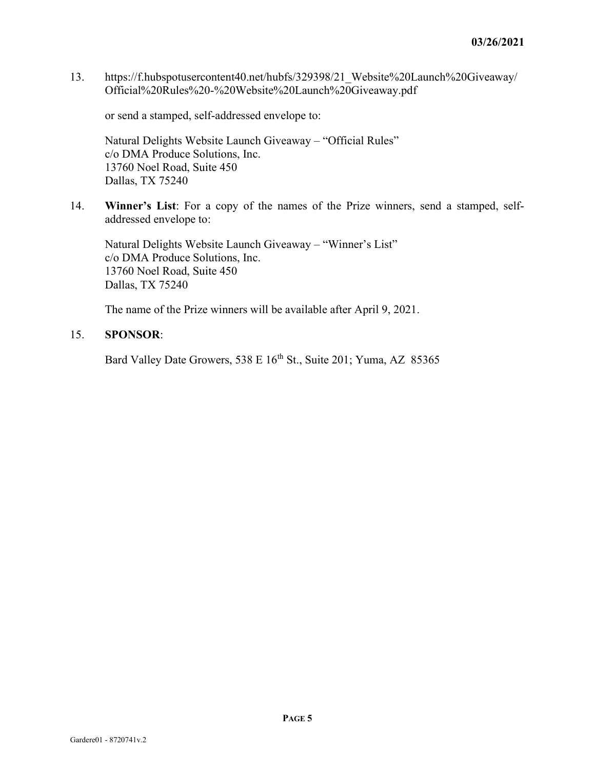13. https://f.hubspotusercontent40.net/hubfs/329398/21_Website%20Launch%20Giveaway/Official%20Rules%20-%20Website%20Launch%20Giveaway.pdf

    or send a stamped, self-addressed envelope to:

    Natural Delights Website Launch Giveaway – "Official Rules"
    c/o DMA Produce Solutions, Inc.
    13760 Noel Road, Suite 450
    Dallas, TX 75240

14. **Winner's List**: For a copy of the names of the Prize winners, send a stamped, self-addressed envelope to:

    Natural Delights Website Launch Giveaway – "Winner's List"
    c/o DMA Produce Solutions, Inc.
    13760 Noel Road, Suite 450
    Dallas, TX 75240

    The name of the Prize winners will be available after April 9, 2021.

15. **SPONSOR**:

    Bard Valley Date Growers, 538 E 16th St., Suite 201; Yuma, AZ 85365